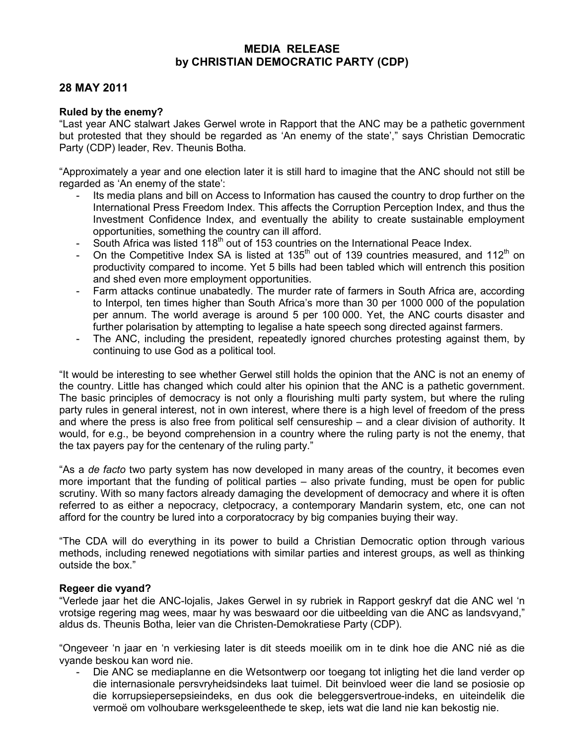# MEDIA RELEASE
# by CHRISTIAN DEMOCRATIC PARTY (CDP)

## 28 MAY 2011

**Ruled by the enemy?**

"Last year ANC stalwart Jakes Gerwel wrote in Rapport that the ANC may be a pathetic government but protested that they should be regarded as 'An enemy of the state'," says Christian Democratic Party (CDP) leader, Rev. Theunis Botha.

"Approximately a year and one election later it is still hard to imagine that the ANC should not still be regarded as 'An enemy of the state':

- Its media plans and bill on Access to Information has caused the country to drop further on the International Press Freedom Index. This affects the Corruption Perception Index, and thus the Investment Confidence Index, and eventually the ability to create sustainable employment opportunities, something the country can ill afford.
- South Africa was listed 118th out of 153 countries on the International Peace Index.
- On the Competitive Index SA is listed at 135th out of 139 countries measured, and 112th on productivity compared to income. Yet 5 bills had been tabled which will entrench this position and shed even more employment opportunities.
- Farm attacks continue unabatedly. The murder rate of farmers in South Africa are, according to Interpol, ten times higher than South Africa's more than 30 per 1000 000 of the population per annum. The world average is around 5 per 100 000. Yet, the ANC courts disaster and further polarisation by attempting to legalise a hate speech song directed against farmers.
- The ANC, including the president, repeatedly ignored churches protesting against them, by continuing to use God as a political tool.

"It would be interesting to see whether Gerwel still holds the opinion that the ANC is not an enemy of the country. Little has changed which could alter his opinion that the ANC is a pathetic government. The basic principles of democracy is not only a flourishing multi party system, but where the ruling party rules in general interest, not in own interest, where there is a high level of freedom of the press and where the press is also free from political self censureship – and a clear division of authority. It would, for e.g., be beyond comprehension in a country where the ruling party is not the enemy, that the tax payers pay for the centenary of the ruling party."

"As a *de facto* two party system has now developed in many areas of the country, it becomes even more important that the funding of political parties – also private funding, must be open for public scrutiny. With so many factors already damaging the development of democracy and where it is often referred to as either a nepocracy, cletpocracy, a contemporary Mandarin system, etc, one can not afford for the country be lured into a corporatocracy by big companies buying their way.

"The CDA will do everything in its power to build a Christian Democratic option through various methods, including renewed negotiations with similar parties and interest groups, as well as thinking outside the box."

**Regeer die vyand?**

"Verlede jaar het die ANC-lojalis, Jakes Gerwel in sy rubriek in Rapport geskryf dat die ANC wel 'n vrotsige regering mag wees, maar hy was beswaard oor die uitbeelding van die ANC as landsvyand," aldus ds. Theunis Botha, leier van die Christen-Demokratiese Party (CDP).

"Ongeveer 'n jaar en 'n verkiesing later is dit steeds moeilik om in te dink hoe die ANC nié as die vyande beskou kan word nie.

- Die ANC se mediaplanne en die Wetsontwerp oor toegang tot inligting het die land verder op die internasionale persvryheidsindeks laat tuimel. Dit beinvloed weer die land se posiosie op die korrupsiepersepsieindeks, en dus ook die beleggersvertroue-indeks, en uiteindelik die vermoë om volhoubare werksgeleenthede te skep, iets wat die land nie kan bekostig nie.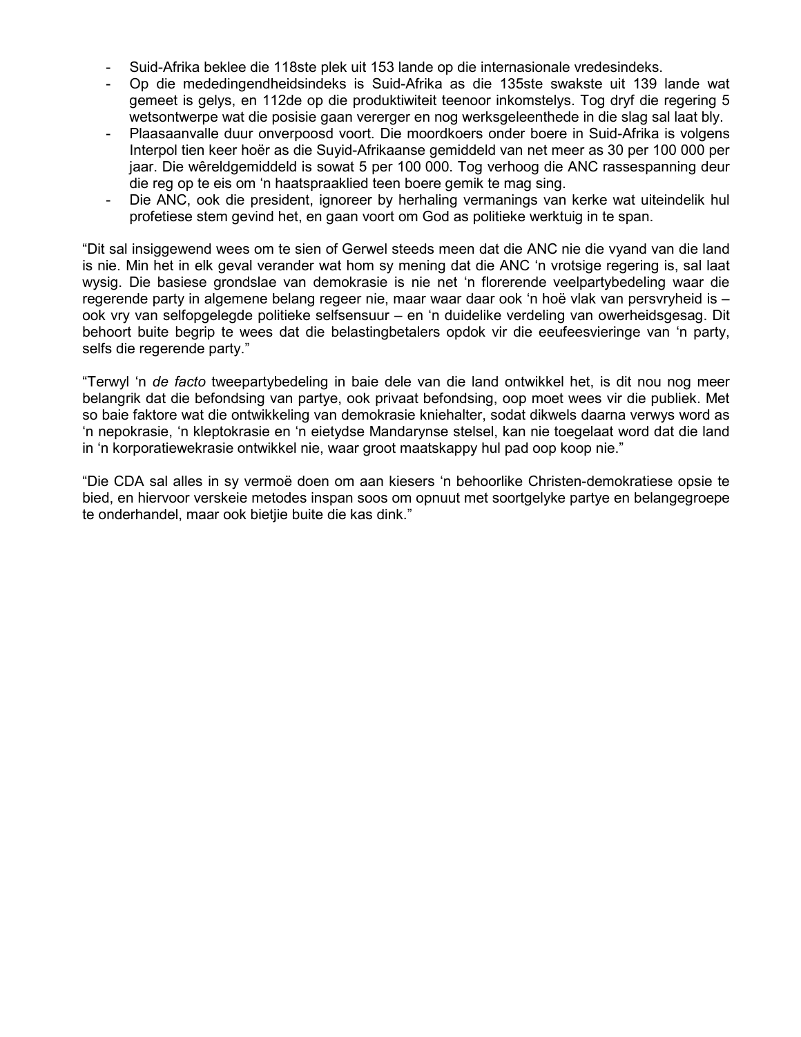- Suid-Afrika beklee die 118ste plek uit 153 lande op die internasionale vredesindeks.
- Op die mededingendheidsindeks is Suid-Afrika as die 135ste swakste uit 139 lande wat gemeet is gelys, en 112de op die produktiwiteit teenoor inkomstelys. Tog dryf die regering 5 wetsontwerpe wat die posisie gaan vererger en nog werksgeleenthede in die slag sal laat bly.
- Plaasaanvalle duur onverpoosd voort. Die moordkoers onder boere in Suid-Afrika is volgens Interpol tien keer hoër as die Suyid-Afrikaanse gemiddeld van net meer as 30 per 100 000 per jaar. Die wêreldgemiddeld is sowat 5 per 100 000. Tog verhoog die ANC rassespanning deur die reg op te eis om 'n haatspraaklied teen boere gemik te mag sing.
- Die ANC, ook die president, ignoreer by herhaling vermanings van kerke wat uiteindelik hul profetiese stem gevind het, en gaan voort om God as politieke werktuig in te span.

"Dit sal insiggewend wees om te sien of Gerwel steeds meen dat die ANC nie die vyand van die land is nie. Min het in elk geval verander wat hom sy mening dat die ANC 'n vrotsige regering is, sal laat wysig. Die basiese grondslae van demokrasie is nie net 'n florerende veelpartybedeling waar die regerende party in algemene belang regeer nie, maar waar daar ook 'n hoë vlak van persvryheid is – ook vry van selfopgelegde politieke selfsensuur – en 'n duidelike verdeling van owerheidsgesag. Dit behoort buite begrip te wees dat die belastingbetalers opdok vir die eeufeesvieringe van 'n party, selfs die regerende party."

"Terwyl 'n *de facto* tweepartybedeling in baie dele van die land ontwikkel het, is dit nou nog meer belangrik dat die befondsing van partye, ook privaat befondsing, oop moet wees vir die publiek. Met so baie faktore wat die ontwikkeling van demokrasie kniehalter, sodat dikwels daarna verwys word as 'n nepokrasie, 'n kleptokrasie en 'n eietydse Mandarynse stelsel, kan nie toegelaat word dat die land in 'n korporatiewekrasie ontwikkel nie, waar groot maatskappy hul pad oop koop nie."

"Die CDA sal alles in sy vermoë doen om aan kiesers 'n behoorlike Christen-demokratiese opsie te bied, en hiervoor verskeie metodes inspan soos om opnuut met soortgelyke partye en belangegroepe te onderhandel, maar ook bietjie buite die kas dink."